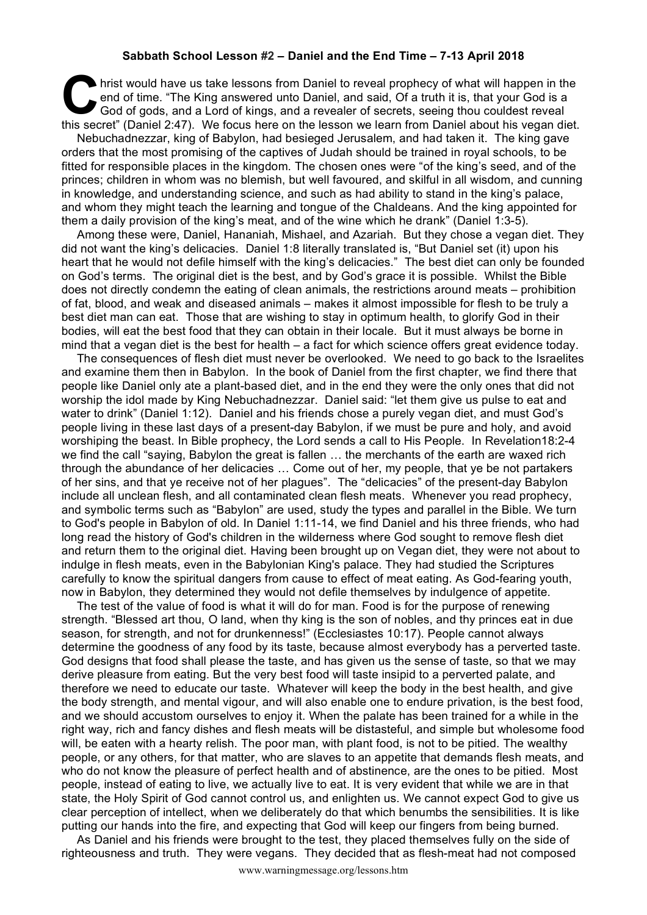**Sabbath School Lesson #2 – Daniel and the End Time – 7-13 April 2018**

Christ would have us take lessons from Daniel to reveal prophecy of what will happen in the end of time. "The King answered unto Daniel, and said, Of a truth it is, that your God is a God of gods, and a Lord of kings, and a revealer of secrets, seeing thou couldest reveal this secret" (Daniel 2:47). We focus here on the lesson we learn from Daniel about his vegan diet.

Nebuchadnezzar, king of Babylon, had besieged Jerusalem, and had taken it. The king gave orders that the most promising of the captives of Judah should be trained in royal schools, to be fitted for responsible places in the kingdom. The chosen ones were "of the king's seed, and of the princes; children in whom was no blemish, but well favoured, and skilful in all wisdom, and cunning in knowledge, and understanding science, and such as had ability to stand in the king's palace, and whom they might teach the learning and tongue of the Chaldeans. And the king appointed for them a daily provision of the king's meat, and of the wine which he drank" (Daniel 1:3-5).

Among these were, Daniel, Hananiah, Mishael, and Azariah. But they chose a vegan diet. They did not want the king's delicacies. Daniel 1:8 literally translated is, "But Daniel set (it) upon his heart that he would not defile himself with the king's delicacies." The best diet can only be founded on God's terms. The original diet is the best, and by God's grace it is possible. Whilst the Bible does not directly condemn the eating of clean animals, the restrictions around meats – prohibition of fat, blood, and weak and diseased animals – makes it almost impossible for flesh to be truly a best diet man can eat. Those that are wishing to stay in optimum health, to glorify God in their bodies, will eat the best food that they can obtain in their locale. But it must always be borne in mind that a vegan diet is the best for health – a fact for which science offers great evidence today.

The consequences of flesh diet must never be overlooked. We need to go back to the Israelites and examine them then in Babylon. In the book of Daniel from the first chapter, we find there that people like Daniel only ate a plant-based diet, and in the end they were the only ones that did not worship the idol made by King Nebuchadnezzar. Daniel said: "let them give us pulse to eat and water to drink" (Daniel 1:12). Daniel and his friends chose a purely vegan diet, and must God's people living in these last days of a present-day Babylon, if we must be pure and holy, and avoid worshiping the beast. In Bible prophecy, the Lord sends a call to His People. In Revelation18:2-4 we find the call "saying, Babylon the great is fallen … the merchants of the earth are waxed rich through the abundance of her delicacies … Come out of her, my people, that ye be not partakers of her sins, and that ye receive not of her plagues". The "delicacies" of the present-day Babylon include all unclean flesh, and all contaminated clean flesh meats. Whenever you read prophecy, and symbolic terms such as "Babylon" are used, study the types and parallel in the Bible. We turn to God's people in Babylon of old. In Daniel 1:11-14, we find Daniel and his three friends, who had long read the history of God's children in the wilderness where God sought to remove flesh diet and return them to the original diet. Having been brought up on Vegan diet, they were not about to indulge in flesh meats, even in the Babylonian King's palace. They had studied the Scriptures carefully to know the spiritual dangers from cause to effect of meat eating. As God-fearing youth, now in Babylon, they determined they would not defile themselves by indulgence of appetite.

The test of the value of food is what it will do for man. Food is for the purpose of renewing strength. "Blessed art thou, O land, when thy king is the son of nobles, and thy princes eat in due season, for strength, and not for drunkenness!" (Ecclesiastes 10:17). People cannot always determine the goodness of any food by its taste, because almost everybody has a perverted taste. God designs that food shall please the taste, and has given us the sense of taste, so that we may derive pleasure from eating. But the very best food will taste insipid to a perverted palate, and therefore we need to educate our taste. Whatever will keep the body in the best health, and give the body strength, and mental vigour, and will also enable one to endure privation, is the best food, and we should accustom ourselves to enjoy it. When the palate has been trained for a while in the right way, rich and fancy dishes and flesh meats will be distasteful, and simple but wholesome food will, be eaten with a hearty relish. The poor man, with plant food, is not to be pitied. The wealthy people, or any others, for that matter, who are slaves to an appetite that demands flesh meats, and who do not know the pleasure of perfect health and of abstinence, are the ones to be pitied. Most people, instead of eating to live, we actually live to eat. It is very evident that while we are in that state, the Holy Spirit of God cannot control us, and enlighten us. We cannot expect God to give us clear perception of intellect, when we deliberately do that which benumbs the sensibilities. It is like putting our hands into the fire, and expecting that God will keep our fingers from being burned.

As Daniel and his friends were brought to the test, they placed themselves fully on the side of righteousness and truth. They were vegans. They decided that as flesh-meat had not composed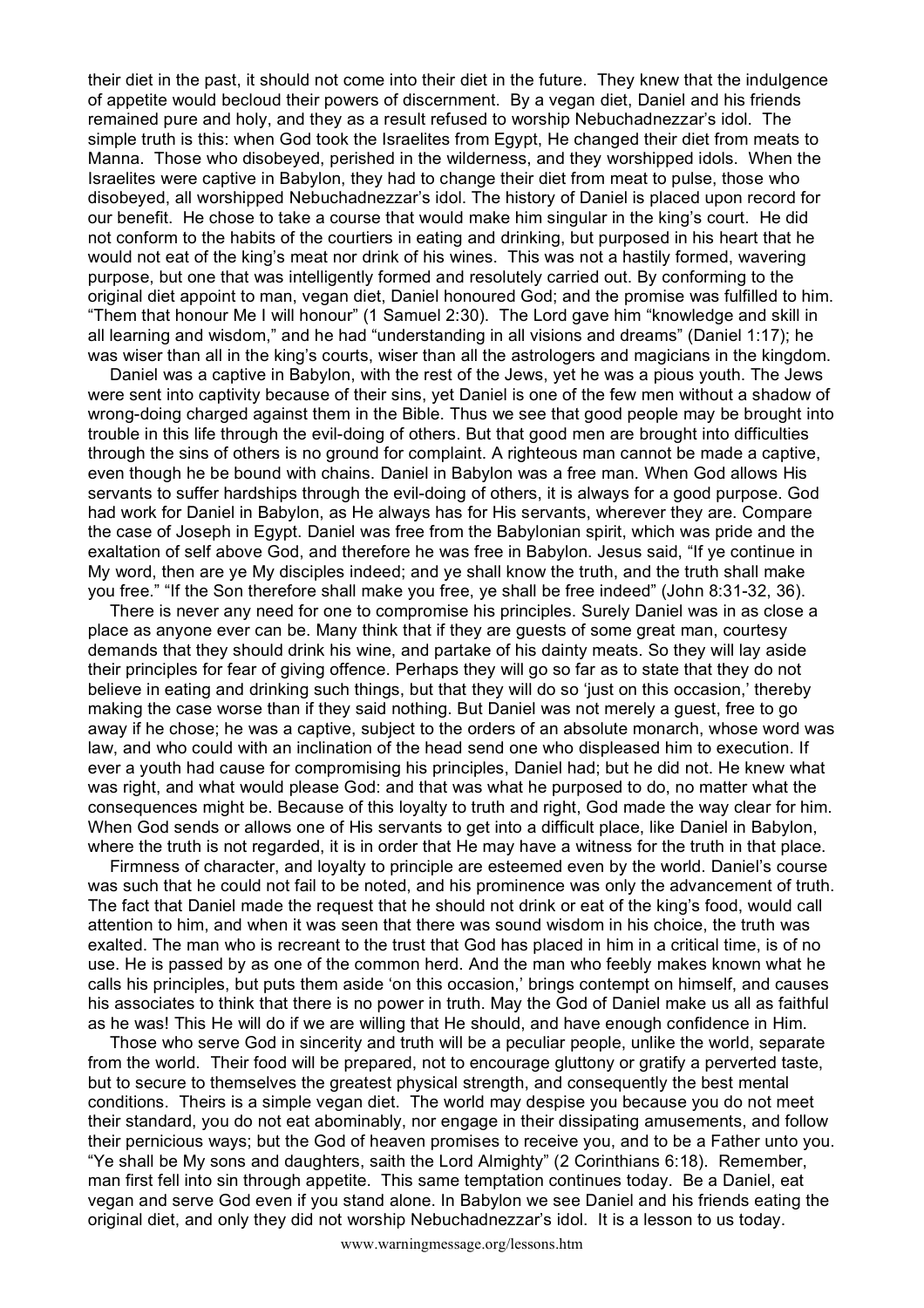their diet in the past, it should not come into their diet in the future. They knew that the indulgence of appetite would becloud their powers of discernment. By a vegan diet, Daniel and his friends remained pure and holy, and they as a result refused to worship Nebuchadnezzar's idol. The simple truth is this: when God took the Israelites from Egypt, He changed their diet from meats to Manna. Those who disobeyed, perished in the wilderness, and they worshipped idols. When the Israelites were captive in Babylon, they had to change their diet from meat to pulse, those who disobeyed, all worshipped Nebuchadnezzar's idol. The history of Daniel is placed upon record for our benefit. He chose to take a course that would make him singular in the king's court. He did not conform to the habits of the courtiers in eating and drinking, but purposed in his heart that he would not eat of the king's meat nor drink of his wines. This was not a hastily formed, wavering purpose, but one that was intelligently formed and resolutely carried out. By conforming to the original diet appoint to man, vegan diet, Daniel honoured God; and the promise was fulfilled to him. "Them that honour Me I will honour" (1 Samuel 2:30). The Lord gave him "knowledge and skill in all learning and wisdom," and he had "understanding in all visions and dreams" (Daniel 1:17); he was wiser than all in the king's courts, wiser than all the astrologers and magicians in the kingdom.

Daniel was a captive in Babylon, with the rest of the Jews, yet he was a pious youth. The Jews were sent into captivity because of their sins, yet Daniel is one of the few men without a shadow of wrong-doing charged against them in the Bible. Thus we see that good people may be brought into trouble in this life through the evil-doing of others. But that good men are brought into difficulties through the sins of others is no ground for complaint. A righteous man cannot be made a captive, even though he be bound with chains. Daniel in Babylon was a free man. When God allows His servants to suffer hardships through the evil-doing of others, it is always for a good purpose. God had work for Daniel in Babylon, as He always has for His servants, wherever they are. Compare the case of Joseph in Egypt. Daniel was free from the Babylonian spirit, which was pride and the exaltation of self above God, and therefore he was free in Babylon. Jesus said, "If ye continue in My word, then are ye My disciples indeed; and ye shall know the truth, and the truth shall make you free." "If the Son therefore shall make you free, ye shall be free indeed" (John 8:31-32, 36).

There is never any need for one to compromise his principles. Surely Daniel was in as close a place as anyone ever can be. Many think that if they are guests of some great man, courtesy demands that they should drink his wine, and partake of his dainty meats. So they will lay aside their principles for fear of giving offence. Perhaps they will go so far as to state that they do not believe in eating and drinking such things, but that they will do so 'just on this occasion,' thereby making the case worse than if they said nothing. But Daniel was not merely a guest, free to go away if he chose; he was a captive, subject to the orders of an absolute monarch, whose word was law, and who could with an inclination of the head send one who displeased him to execution. If ever a youth had cause for compromising his principles, Daniel had; but he did not. He knew what was right, and what would please God: and that was what he purposed to do, no matter what the consequences might be. Because of this loyalty to truth and right, God made the way clear for him. When God sends or allows one of His servants to get into a difficult place, like Daniel in Babylon, where the truth is not regarded, it is in order that He may have a witness for the truth in that place.

Firmness of character, and loyalty to principle are esteemed even by the world. Daniel's course was such that he could not fail to be noted, and his prominence was only the advancement of truth. The fact that Daniel made the request that he should not drink or eat of the king's food, would call attention to him, and when it was seen that there was sound wisdom in his choice, the truth was exalted. The man who is recreant to the trust that God has placed in him in a critical time, is of no use. He is passed by as one of the common herd. And the man who feebly makes known what he calls his principles, but puts them aside 'on this occasion,' brings contempt on himself, and causes his associates to think that there is no power in truth. May the God of Daniel make us all as faithful as he was! This He will do if we are willing that He should, and have enough confidence in Him.

Those who serve God in sincerity and truth will be a peculiar people, unlike the world, separate from the world. Their food will be prepared, not to encourage gluttony or gratify a perverted taste, but to secure to themselves the greatest physical strength, and consequently the best mental conditions. Theirs is a simple vegan diet. The world may despise you because you do not meet their standard, you do not eat abominably, nor engage in their dissipating amusements, and follow their pernicious ways; but the God of heaven promises to receive you, and to be a Father unto you. "Ye shall be My sons and daughters, saith the Lord Almighty" (2 Corinthians 6:18). Remember, man first fell into sin through appetite. This same temptation continues today. Be a Daniel, eat vegan and serve God even if you stand alone. In Babylon we see Daniel and his friends eating the original diet, and only they did not worship Nebuchadnezzar's idol. It is a lesson to us today.

www.warningmessage.org/lessons.htm